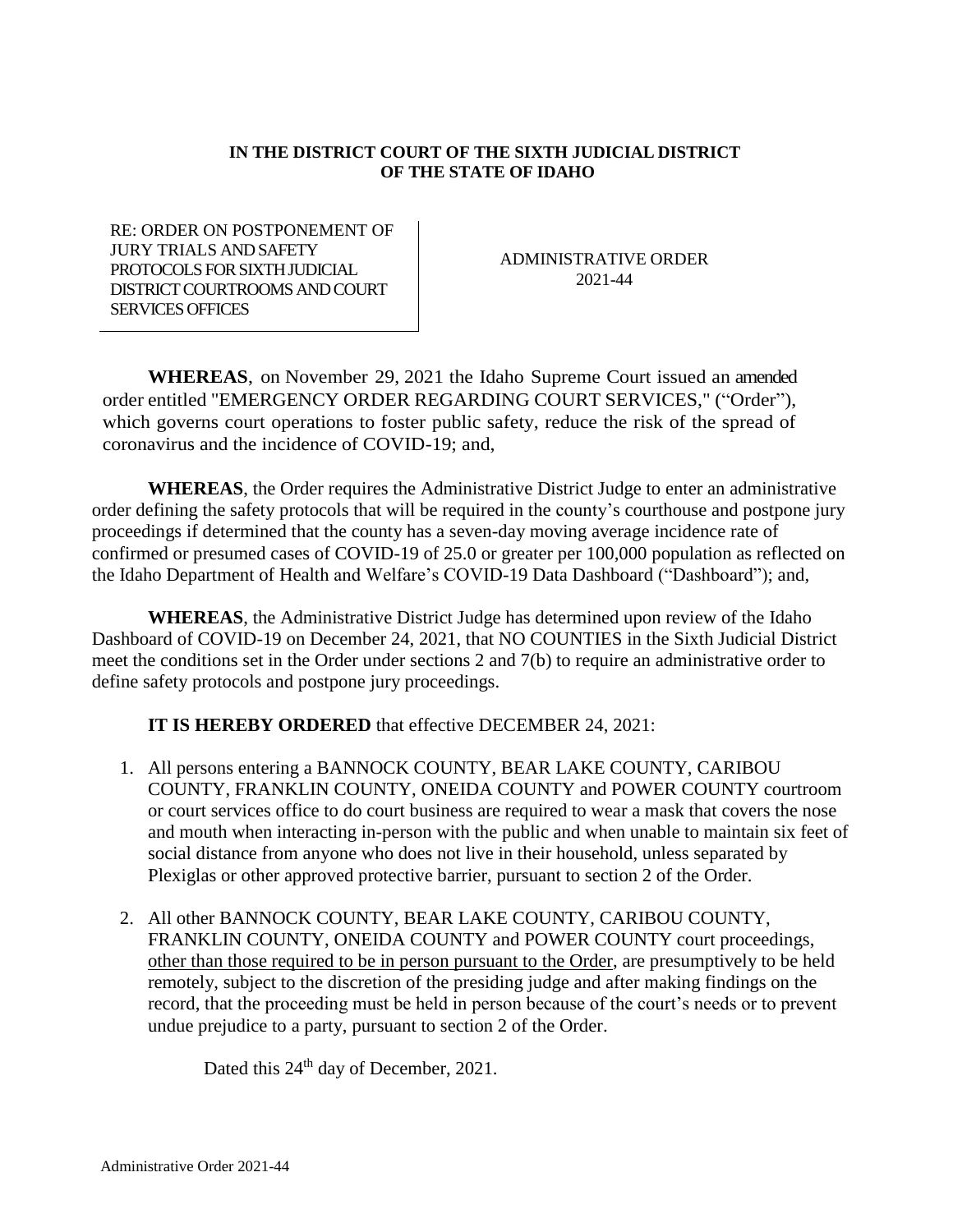**IN THE DISTRICT COURT OF THE SIXTH JUDICIAL DISTRICT OF THE STATE OF IDAHO**

| RE: ORDER ON POSTPONEMENT OF JURY TRIALS AND SAFETY PROTOCOLS FOR SIXTH JUDICIAL DISTRICT COURTROOMS AND COURT SERVICES OFFICES | ADMINISTRATIVE ORDER 2021-44 |
| --- | --- |

**WHEREAS**, on November 29, 2021 the Idaho Supreme Court issued an amended order entitled "EMERGENCY ORDER REGARDING COURT SERVICES," ("Order"), which governs court operations to foster public safety, reduce the risk of the spread of coronavirus and the incidence of COVID-19; and,

**WHEREAS**, the Order requires the Administrative District Judge to enter an administrative order defining the safety protocols that will be required in the county's courthouse and postpone jury proceedings if determined that the county has a seven-day moving average incidence rate of confirmed or presumed cases of COVID-19 of 25.0 or greater per 100,000 population as reflected on the Idaho Department of Health and Welfare's COVID-19 Data Dashboard ("Dashboard"); and,

**WHEREAS**, the Administrative District Judge has determined upon review of the Idaho Dashboard of COVID-19 on December 24, 2021, that NO COUNTIES in the Sixth Judicial District meet the conditions set in the Order under sections 2 and 7(b) to require an administrative order to define safety protocols and postpone jury proceedings.

**IT IS HEREBY ORDERED** that effective DECEMBER 24, 2021:

1. All persons entering a BANNOCK COUNTY, BEAR LAKE COUNTY, CARIBOU COUNTY, FRANKLIN COUNTY, ONEIDA COUNTY and POWER COUNTY courtroom or court services office to do court business are required to wear a mask that covers the nose and mouth when interacting in-person with the public and when unable to maintain six feet of social distance from anyone who does not live in their household, unless separated by Plexiglas or other approved protective barrier, pursuant to section 2 of the Order.

2. All other BANNOCK COUNTY, BEAR LAKE COUNTY, CARIBOU COUNTY, FRANKLIN COUNTY, ONEIDA COUNTY and POWER COUNTY court proceedings, other than those required to be in person pursuant to the Order, are presumptively to be held remotely, subject to the discretion of the presiding judge and after making findings on the record, that the proceeding must be held in person because of the court's needs or to prevent undue prejudice to a party, pursuant to section 2 of the Order.

Dated this 24th day of December, 2021.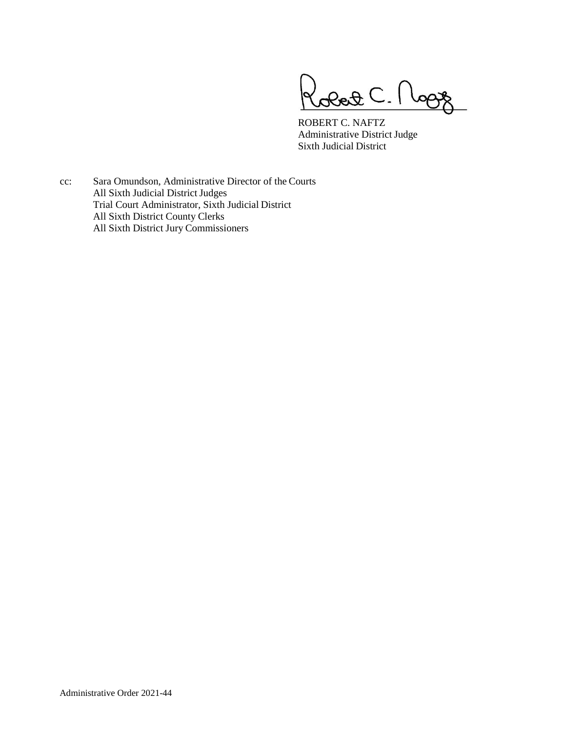ROBERT C. NAFTZ
Administrative District Judge
Sixth Judicial District

cc: Sara Omundson, Administrative Director of the Courts
All Sixth Judicial District Judges
Trial Court Administrator, Sixth Judicial District
All Sixth District County Clerks
All Sixth District Jury Commissioners

Administrative Order 2021-44